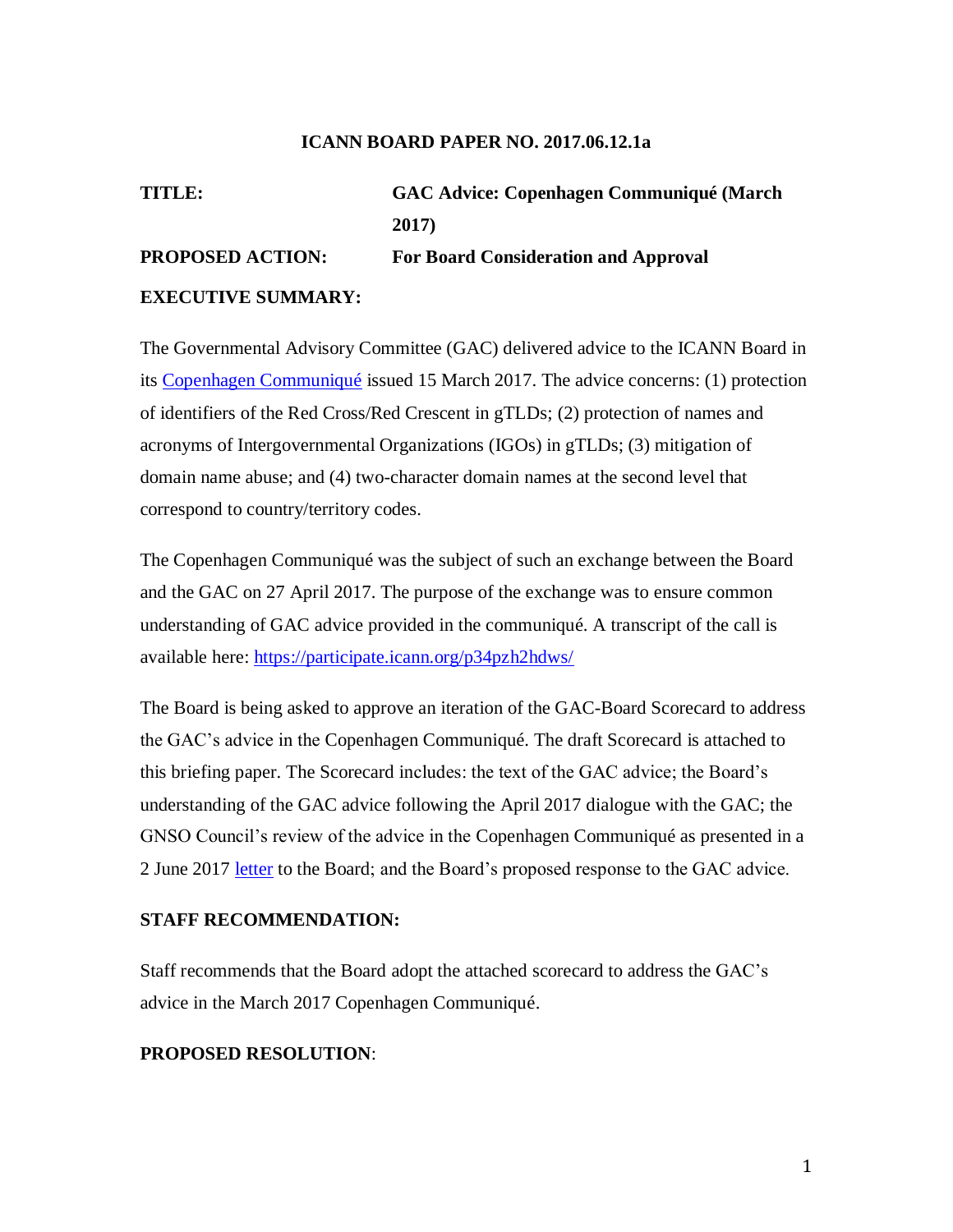**ICANN BOARD PAPER NO. 2017.06.12.1a**

**TITLE:** **GAC Advice: Copenhagen Communiqué (March 2017)**

**PROPOSED ACTION:** **For Board Consideration and Approval**

**EXECUTIVE SUMMARY:**

The Governmental Advisory Committee (GAC) delivered advice to the ICANN Board in its Copenhagen Communiqué issued 15 March 2017. The advice concerns: (1) protection of identifiers of the Red Cross/Red Crescent in gTLDs; (2) protection of names and acronyms of Intergovernmental Organizations (IGOs) in gTLDs; (3) mitigation of domain name abuse; and (4) two-character domain names at the second level that correspond to country/territory codes.

The Copenhagen Communiqué was the subject of such an exchange between the Board and the GAC on 27 April 2017. The purpose of the exchange was to ensure common understanding of GAC advice provided in the communiqué. A transcript of the call is available here: https://participate.icann.org/p34pzh2hdws/

The Board is being asked to approve an iteration of the GAC-Board Scorecard to address the GAC's advice in the Copenhagen Communiqué. The draft Scorecard is attached to this briefing paper. The Scorecard includes: the text of the GAC advice; the Board's understanding of the GAC advice following the April 2017 dialogue with the GAC; the GNSO Council's review of the advice in the Copenhagen Communiqué as presented in a 2 June 2017 letter to the Board; and the Board's proposed response to the GAC advice.

**STAFF RECOMMENDATION:**

Staff recommends that the Board adopt the attached scorecard to address the GAC's advice in the March 2017 Copenhagen Communiqué.

**PROPOSED RESOLUTION**: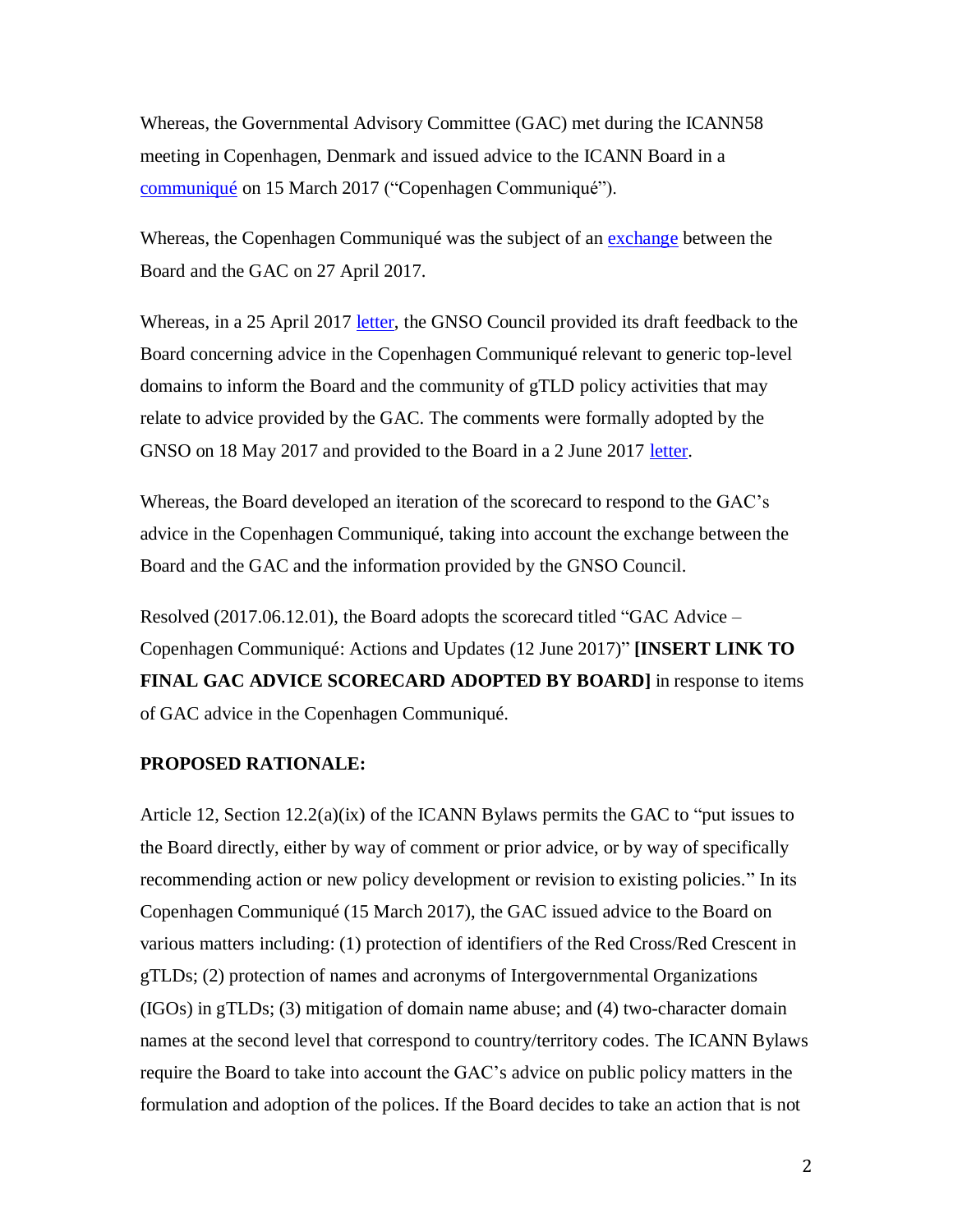Whereas, the Governmental Advisory Committee (GAC) met during the ICANN58 meeting in Copenhagen, Denmark and issued advice to the ICANN Board in a communiqué on 15 March 2017 ("Copenhagen Communiqué").

Whereas, the Copenhagen Communiqué was the subject of an exchange between the Board and the GAC on 27 April 2017.

Whereas, in a 25 April 2017 letter, the GNSO Council provided its draft feedback to the Board concerning advice in the Copenhagen Communiqué relevant to generic top-level domains to inform the Board and the community of gTLD policy activities that may relate to advice provided by the GAC. The comments were formally adopted by the GNSO on 18 May 2017 and provided to the Board in a 2 June 2017 letter.

Whereas, the Board developed an iteration of the scorecard to respond to the GAC's advice in the Copenhagen Communiqué, taking into account the exchange between the Board and the GAC and the information provided by the GNSO Council.

Resolved (2017.06.12.01), the Board adopts the scorecard titled "GAC Advice – Copenhagen Communiqué: Actions and Updates (12 June 2017)" **[INSERT LINK TO FINAL GAC ADVICE SCORECARD ADOPTED BY BOARD]** in response to items of GAC advice in the Copenhagen Communiqué.

**PROPOSED RATIONALE:**

Article 12, Section 12.2(a)(ix) of the ICANN Bylaws permits the GAC to "put issues to the Board directly, either by way of comment or prior advice, or by way of specifically recommending action or new policy development or revision to existing policies." In its Copenhagen Communiqué (15 March 2017), the GAC issued advice to the Board on various matters including: (1) protection of identifiers of the Red Cross/Red Crescent in gTLDs; (2) protection of names and acronyms of Intergovernmental Organizations (IGOs) in gTLDs; (3) mitigation of domain name abuse; and (4) two-character domain names at the second level that correspond to country/territory codes. The ICANN Bylaws require the Board to take into account the GAC's advice on public policy matters in the formulation and adoption of the polices. If the Board decides to take an action that is not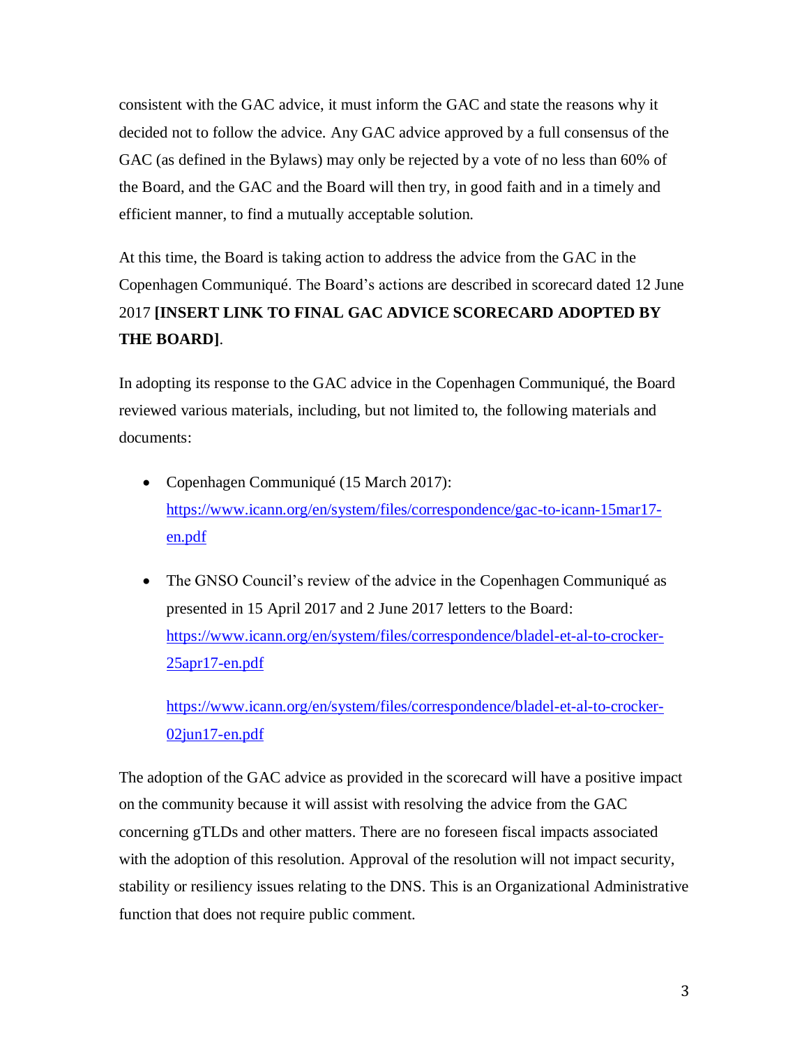consistent with the GAC advice, it must inform the GAC and state the reasons why it decided not to follow the advice. Any GAC advice approved by a full consensus of the GAC (as defined in the Bylaws) may only be rejected by a vote of no less than 60% of the Board, and the GAC and the Board will then try, in good faith and in a timely and efficient manner, to find a mutually acceptable solution.

At this time, the Board is taking action to address the advice from the GAC in the Copenhagen Communiqué. The Board's actions are described in scorecard dated 12 June 2017 **[INSERT LINK TO FINAL GAC ADVICE SCORECARD ADOPTED BY THE BOARD]**.

In adopting its response to the GAC advice in the Copenhagen Communiqué, the Board reviewed various materials, including, but not limited to, the following materials and documents:

- Copenhagen Communiqué (15 March 2017): https://www.icann.org/en/system/files/correspondence/gac-to-icann-15mar17-en.pdf

- The GNSO Council's review of the advice in the Copenhagen Communiqué as presented in 15 April 2017 and 2 June 2017 letters to the Board: https://www.icann.org/en/system/files/correspondence/bladel-et-al-to-crocker-25apr17-en.pdf

  https://www.icann.org/en/system/files/correspondence/bladel-et-al-to-crocker-02jun17-en.pdf

The adoption of the GAC advice as provided in the scorecard will have a positive impact on the community because it will assist with resolving the advice from the GAC concerning gTLDs and other matters. There are no foreseen fiscal impacts associated with the adoption of this resolution. Approval of the resolution will not impact security, stability or resiliency issues relating to the DNS. This is an Organizational Administrative function that does not require public comment.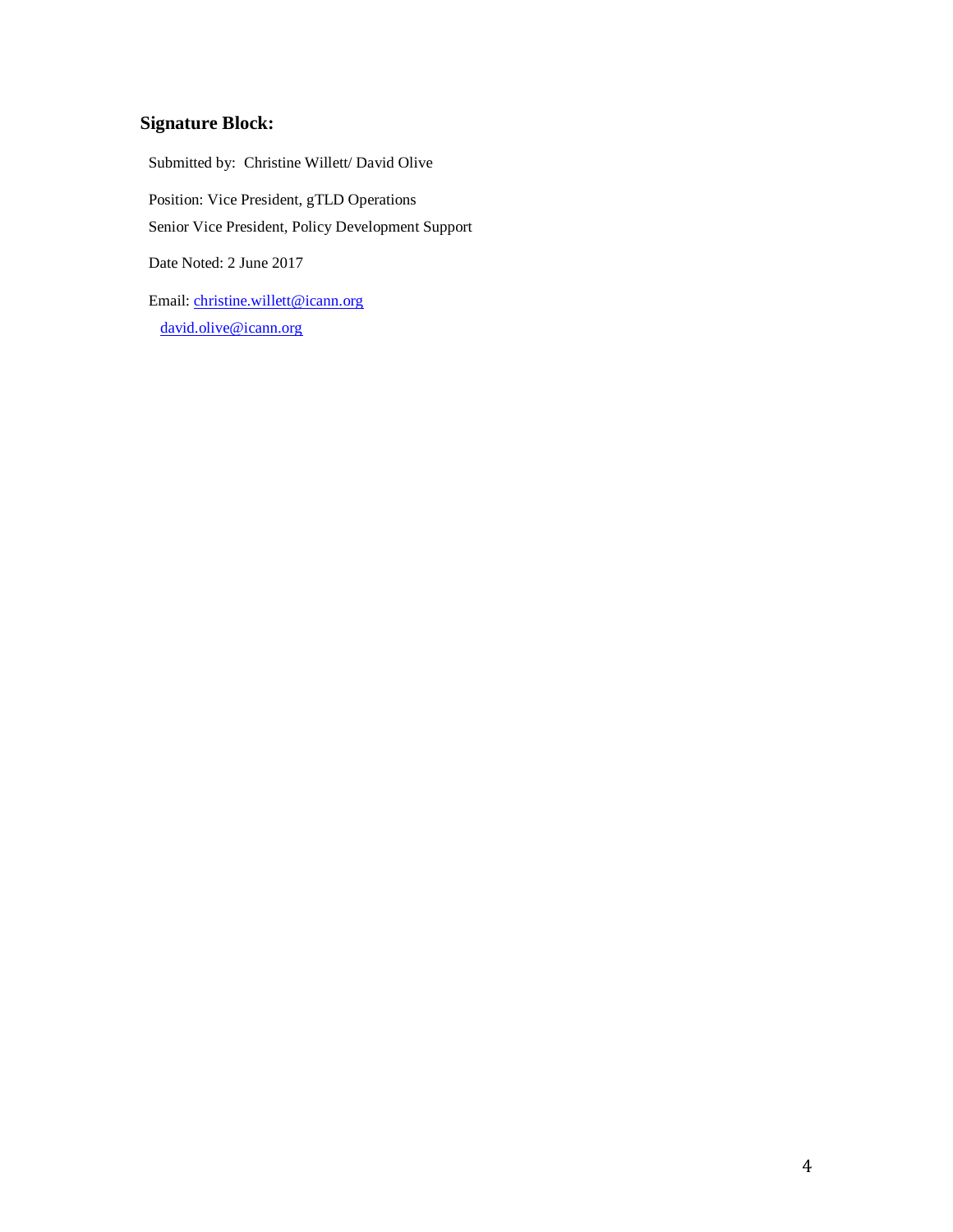**Signature Block:**

Submitted by: Christine Willett/ David Olive

Position: Vice President, gTLD Operations
Senior Vice President, Policy Development Support

Date Noted: 2 June 2017

Email: christine.willett@icann.org
david.olive@icann.org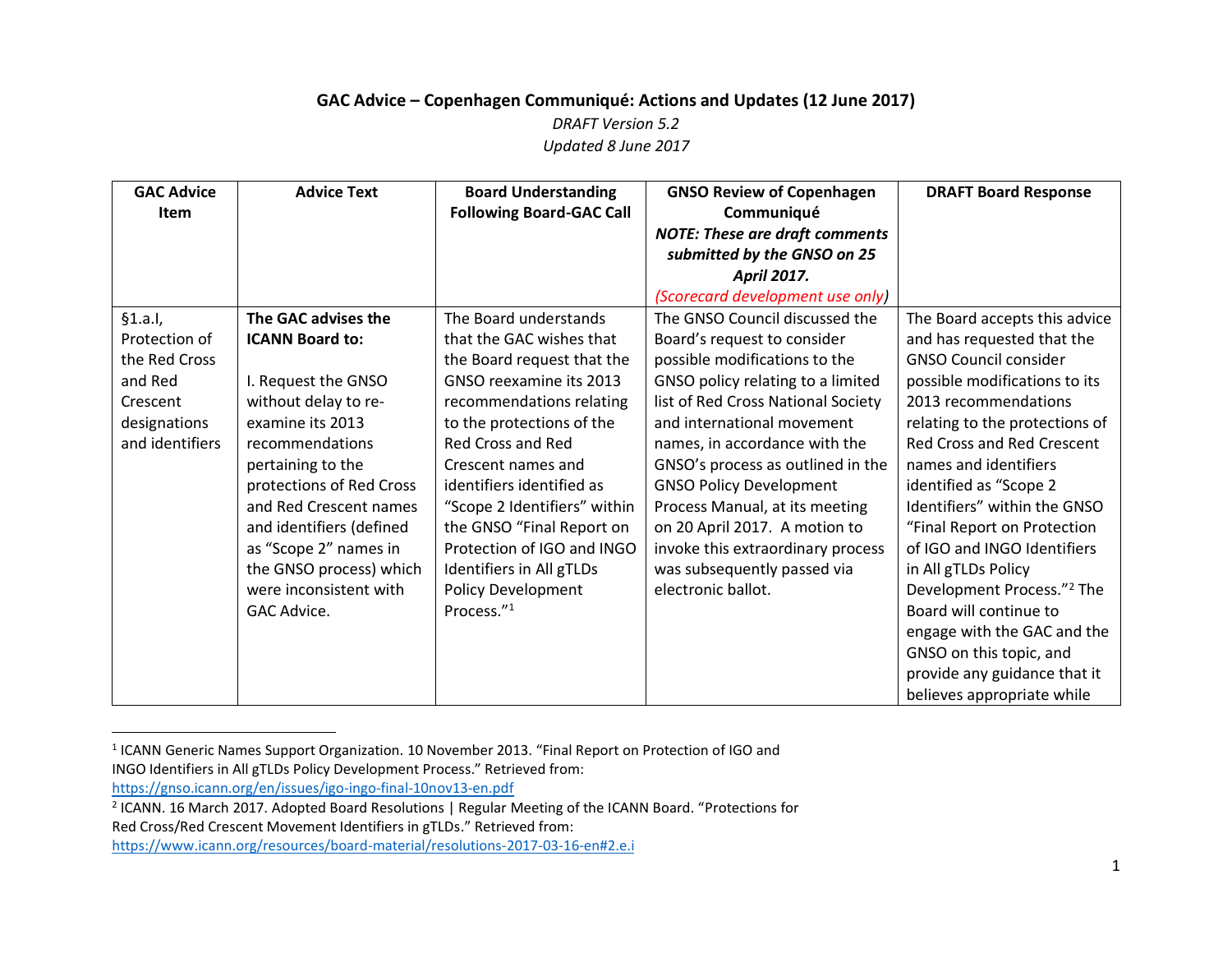**GAC Advice – Copenhagen Communiqué: Actions and Updates (12 June 2017)**

*DRAFT Version 5.2*

*Updated 8 June 2017*

| GAC Advice Item | Advice Text | Board Understanding Following Board-GAC Call | GNSO Review of Copenhagen Communiqué *NOTE: These are draft comments submitted by the GNSO on 25 April 2017.* *(Scorecard development use only)* | DRAFT Board Response |
|---|---|---|---|---|
| §1.a.I, Protection of the Red Cross and Red Crescent designations and identifiers | **The GAC advises the ICANN Board to:**<br><br>I. Request the GNSO without delay to re-examine its 2013 recommendations pertaining to the protections of Red Cross and Red Crescent names and identifiers (defined as "Scope 2" names in the GNSO process) which were inconsistent with GAC Advice. | The Board understands that the GAC wishes that the Board request that the GNSO reexamine its 2013 recommendations relating to the protections of the Red Crescent and Red Crescent names and identifiers identified as "Scope 2 Identifiers" within the GNSO "Final Report on Protection of IGO and INGO Identifiers in All gTLDs Policy Development Process."[1] | The GNSO Council discussed the Board's request to consider possible modifications to the GNSO policy relating to a limited list of Red Cross National Society and international movement names, in accordance with the GNSO's process as outlined in the GNSO Policy Development Process Manual, at its meeting on 20 April 2017. A motion to invoke this extraordinary process was subsequently passed via electronic ballot. | The Board accepts this advice and has requested that the GNSO Council consider possible modifications to its 2013 recommendations relating to the protections of Red Cross and Red Crescent names and identifiers identified as "Scope 2 Identifiers" within the GNSO "Final Report on Protection of IGO and INGO Identifiers in All gTLDs Policy Development Process."[2] The Board will continue to engage with the GAC and the GNSO on this topic, and provide any guidance that it believes appropriate while |

[1] ICANN Generic Names Support Organization. 10 November 2013. "Final Report on Protection of IGO and INGO Identifiers in All gTLDs Policy Development Process." Retrieved from: https://gnso.icann.org/en/issues/igo-ingo-final-10nov13-en.pdf

[2] ICANN. 16 March 2017. Adopted Board Resolutions | Regular Meeting of the ICANN Board. "Protections for Red Cross/Red Crescent Movement Identifiers in gTLDs." Retrieved from: https://www.icann.org/resources/board-material/resolutions-2017-03-16-en#2.e.i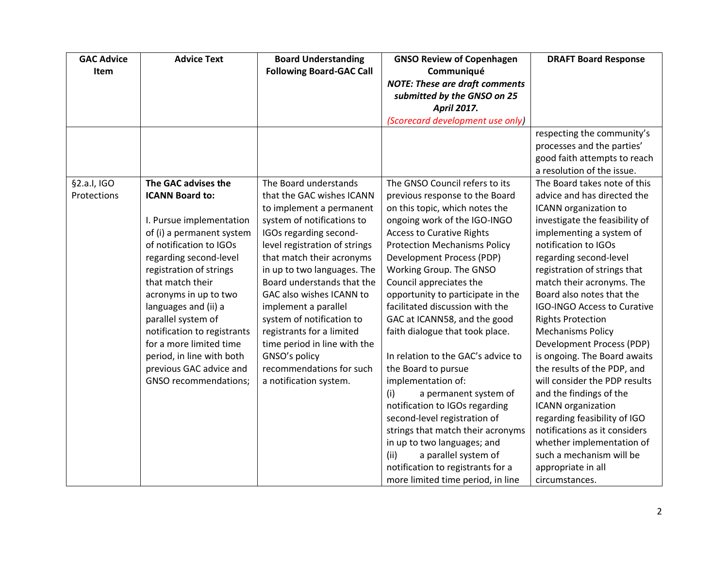| GAC Advice Item | Advice Text | Board Understanding Following Board-GAC Call | GNSO Review of Copenhagen Communiqué *NOTE: These are draft comments submitted by the GNSO on 25 April 2017.* *(Scorecard development use only)* | DRAFT Board Response |
|---|---|---|---|---|
| | | | | respecting the community's processes and the parties' good faith attempts to reach a resolution of the issue. |
| §2.a.I, IGO Protections | **The GAC advises the ICANN Board to:**<br><br>I. Pursue implementation of (i) a permanent system of notification to IGOs regarding second-level registration of strings that match their acronyms in up to two languages and (ii) a parallel system of notification to registrants for a more limited time period, in line with both previous GAC advice and GNSO recommendations; | The Board understands that the GAC wishes ICANN to implement a permanent system of notifications to IGOs regarding second-level registration of strings that match their acronyms in up to two languages. The Board understands that the GAC also wishes ICANN to implement a parallel system of notification to registrants for a limited time period in line with the GNSO's policy recommendations for such a notification system. | The GNSO Council refers to its previous response to the Board on this topic, which notes the ongoing work of the IGO-INGO Access to Curative Rights Protection Mechanisms Policy Development Process (PDP) Working Group. The GNSO Council appreciates the opportunity to participate in the facilitated discussion with the GAC at ICANN58, and the good faith dialogue that took place.<br><br>In relation to the GAC's advice to the Board to pursue implementation of:<br>(i) a permanent system of notification to IGOs regarding second-level registration of strings that match their acronyms in up to two languages; and<br>(ii) a parallel system of notification to registrants for a more limited time period, in line | The Board takes note of this advice and has directed the ICANN organization to investigate the feasibility of implementing a system of notification to IGOs regarding second-level registration of strings that match their acronyms. The Board also notes that the IGO-INGO Access to Curative Rights Protection Mechanisms Policy Development Process (PDP) is ongoing. The Board awaits the results of the PDP, and will consider the PDP results and the findings of the ICANN organization regarding feasibility of IGO notifications as it considers whether implementation of such a mechanism will be appropriate in all circumstances. |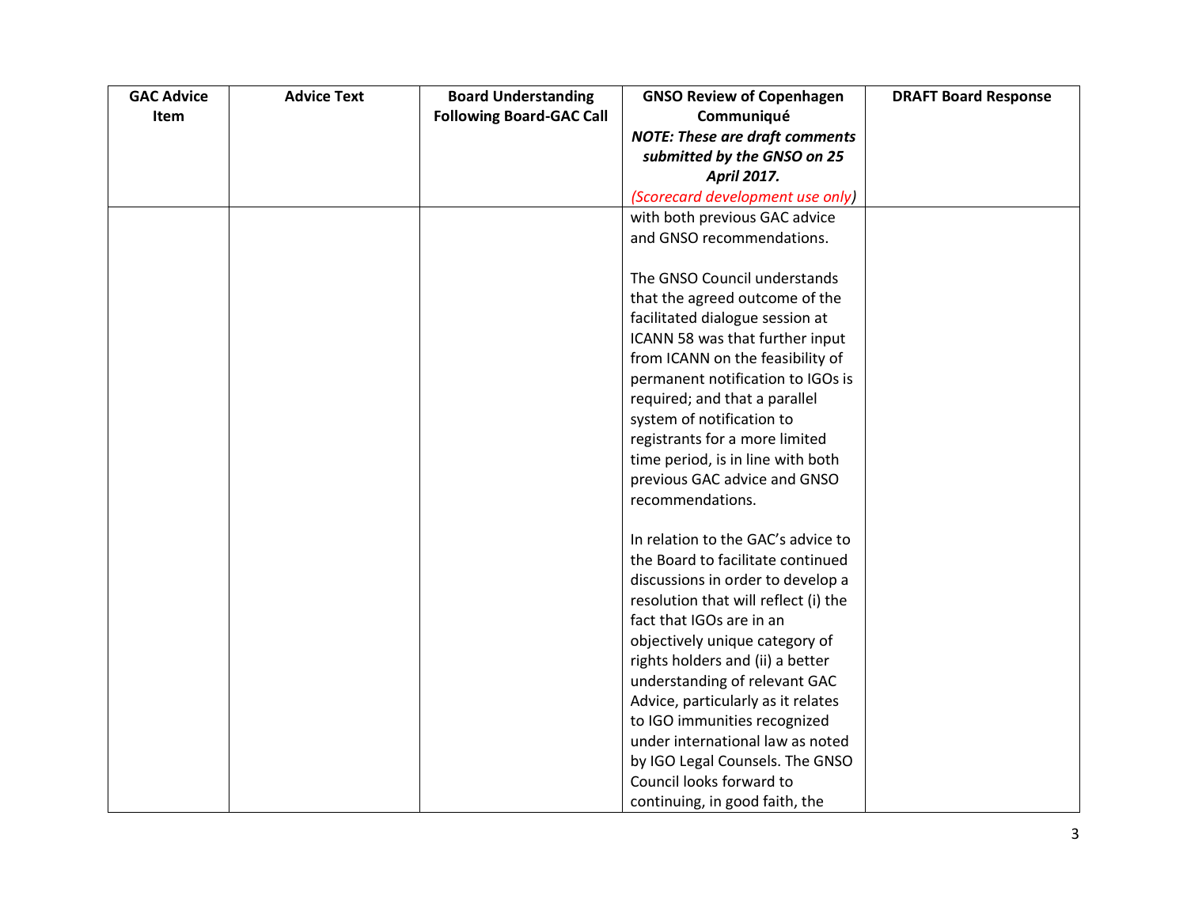| GAC Advice Item | Advice Text | Board Understanding Following Board-GAC Call | GNSO Review of Copenhagen Communiqué *NOTE: These are draft comments submitted by the GNSO on 25 April 2017.* *(Scorecard development use only)* | DRAFT Board Response |
|---|---|---|---|---|
| | | | with both previous GAC advice and GNSO recommendations.<br><br>The GNSO Council understands that the agreed outcome of the facilitated dialogue session at ICANN 58 was that further input from ICANN on the feasibility of permanent notification to IGOs is required; and that a parallel system of notification to registrants for a more limited time period, is in line with both previous GAC advice and GNSO recommendations.<br><br>In relation to the GAC's advice to the Board to facilitate continued discussions in order to develop a resolution that will reflect (i) the fact that IGOs are in an objectively unique category of rights holders and (ii) a better understanding of relevant GAC Advice, particularly as it relates to IGO immunities recognized under international law as noted by IGO Legal Counsels. The GNSO Council looks forward to continuing, in good faith, the | |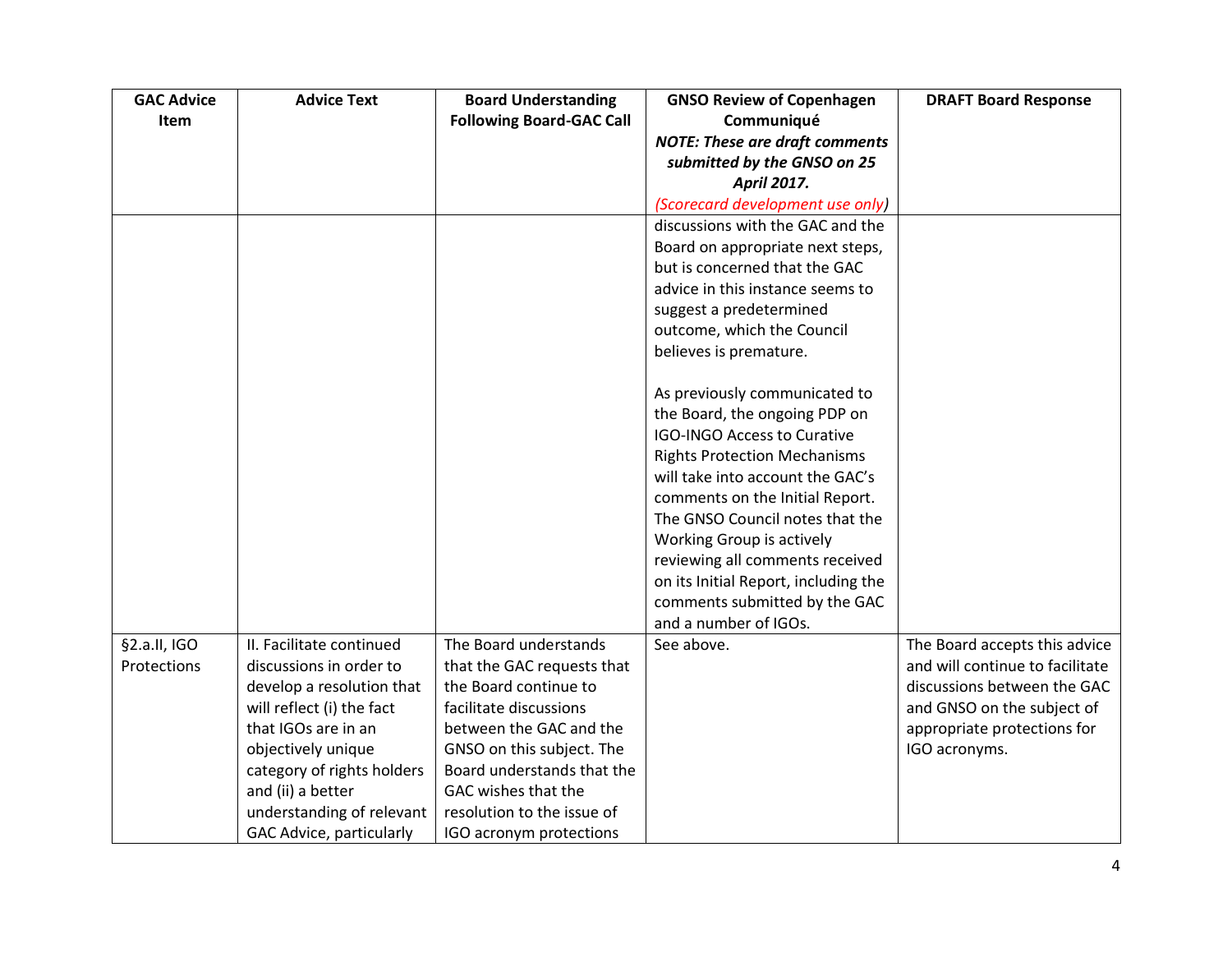| GAC Advice Item | Advice Text | Board Understanding Following Board-GAC Call | GNSO Review of Copenhagen Communiqué *NOTE: These are draft comments submitted by the GNSO on 25 April 2017.* *(Scorecard development use only)* | DRAFT Board Response |
|---|---|---|---|---|
| | | | discussions with the GAC and the Board on appropriate next steps, but is concerned that the GAC advice in this instance seems to suggest a predetermined outcome, which the Council believes is premature.<br><br>As previously communicated to the Board, the ongoing PDP on IGO-INGO Access to Curative Rights Protection Mechanisms will take into account the GAC's comments on the Initial Report. The GNSO Council notes that the Working Group is actively reviewing all comments received on its Initial Report, including the comments submitted by the GAC and a number of IGOs. | |
| §2.a.II, IGO Protections | II. Facilitate continued discussions in order to develop a resolution that will reflect (i) the fact that IGOs are in an objectively unique category of rights holders and (ii) a better understanding of relevant GAC Advice, particularly | The Board understands that the GAC requests that the Board continue to facilitate discussions between the GAC and the GNSO on this subject. The Board understands that the GAC wishes that the resolution to the issue of IGO acronym protections | See above. | The Board accepts this advice and will continue to facilitate discussions between the GAC and GNSO on the subject of appropriate protections for IGO acronyms. |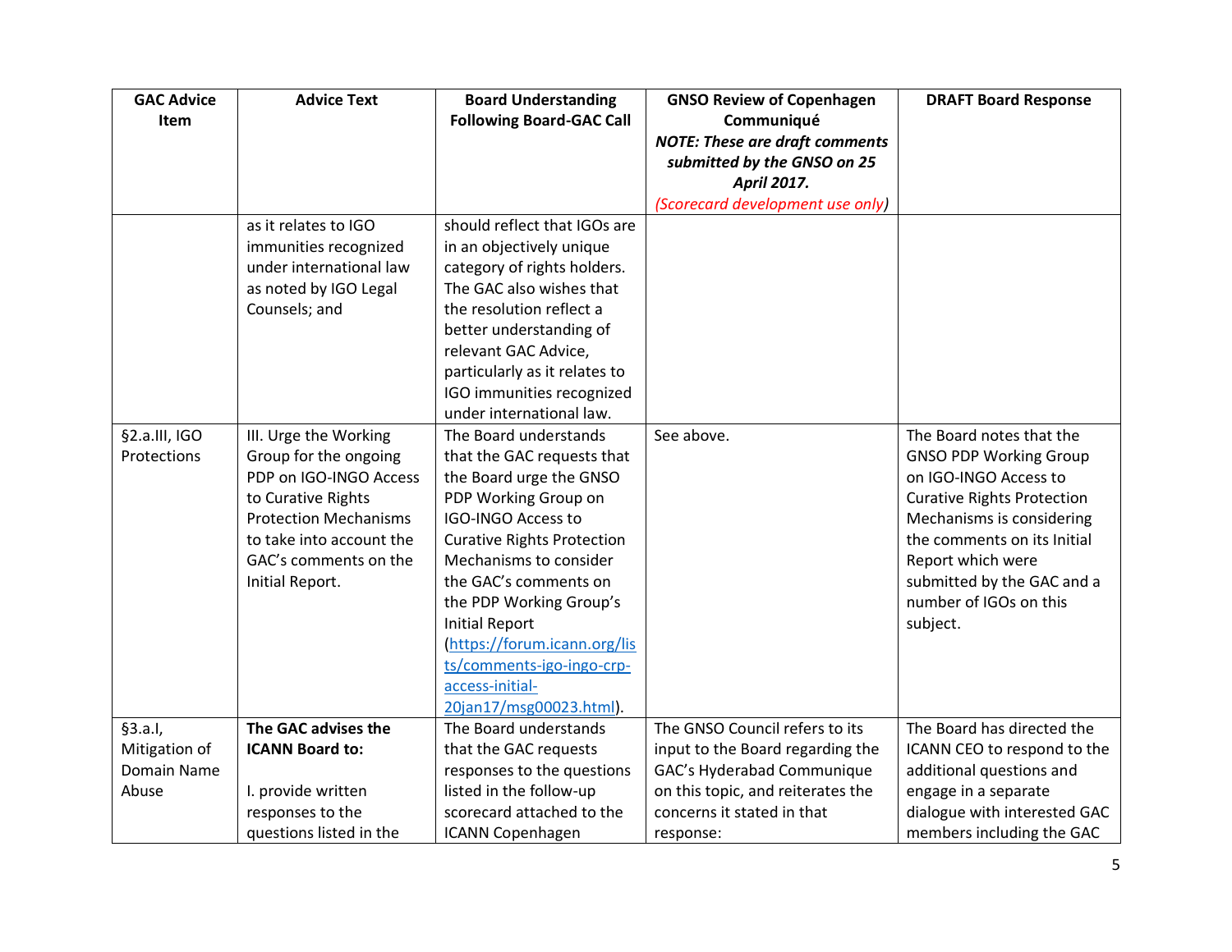| GAC Advice Item | Advice Text | Board Understanding Following Board-GAC Call | GNSO Review of Copenhagen Communiqué *NOTE: These are draft comments submitted by the GNSO on 25 April 2017.* *(Scorecard development use only)* | DRAFT Board Response |
|---|---|---|---|---|
| | as it relates to IGO immunities recognized under international law as noted by IGO Legal Counsels; and | should reflect that IGOs are in an objectively unique category of rights holders. The GAC also wishes that the resolution reflect a better understanding of relevant GAC Advice, particularly as it relates to IGO immunities recognized under international law. | | |
| §2.a.III, IGO Protections | III. Urge the Working Group for the ongoing PDP on IGO-INGO Access to Curative Rights Protection Mechanisms to take into account the GAC's comments on the Initial Report. | The Board understands that the GAC requests that the Board urge the GNSO PDP Working Group on IGO-INGO Access to Curative Rights Protection Mechanisms to consider the GAC's comments on the PDP Working Group's Initial Report (https://forum.icann.org/lists/comments-igo-ingo-crp-access-initial-20jan17/msg00023.html). | See above. | The Board notes that the GNSO PDP Working Group on IGO-INGO Access to Curative Rights Protection Mechanisms is considering the comments on its Initial Report which were submitted by the GAC and a number of IGOs on this subject. |
| §3.a.I, Mitigation of Domain Name Abuse | **The GAC advises the ICANN Board to:**<br><br>I. provide written responses to the questions listed in the | The Board understands that the GAC requests responses to the questions listed in the follow-up scorecard attached to the ICANN Copenhagen | The GNSO Council refers to its input to the Board regarding the GAC's Hyderabad Communique on this topic, and reiterates the concerns it stated in that response: | The Board has directed the ICANN CEO to respond to the additional questions and engage in a separate dialogue with interested GAC members including the GAC |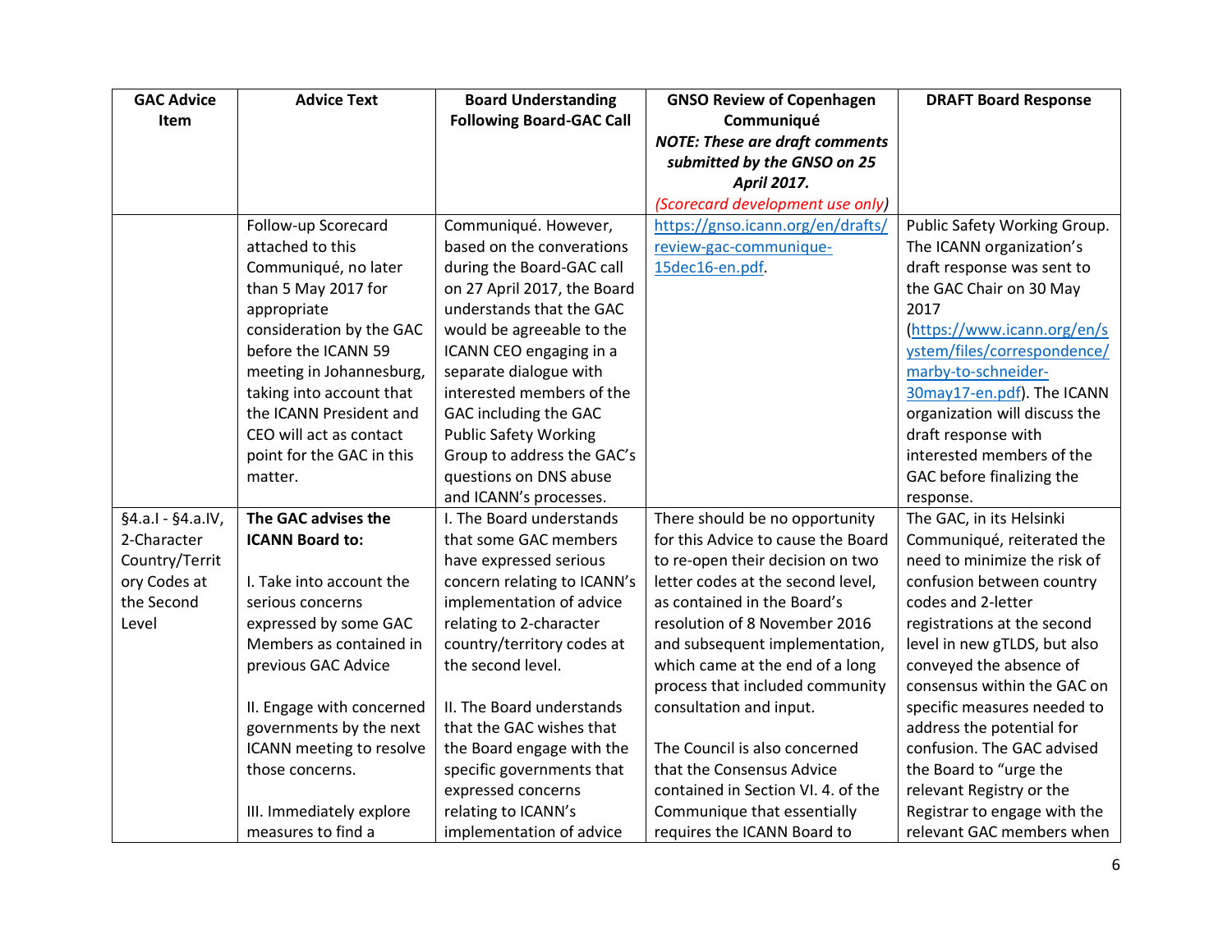| GAC Advice Item | Advice Text | Board Understanding Following Board-GAC Call | GNSO Review of Copenhagen Communiqué *NOTE: These are draft comments submitted by the GNSO on 25 April 2017.* *(Scorecard development use only)* | DRAFT Board Response |
|---|---|---|---|---|
| | Follow-up Scorecard attached to this Communiqué, no later than 5 May 2017 for appropriate consideration by the GAC before the ICANN 59 meeting in Johannesburg, taking into account that the ICANN President and CEO will act as contact point for the GAC in this matter. | Communiqué. However, based on the converations during the Board-GAC call on 27 April 2017, the Board understands that the GAC would be agreeable to the ICANN CEO engaging in a separate dialogue with interested members of the GAC including the GAC Public Safety Working Group to address the GAC's questions on DNS abuse and ICANN's processes. | https://gnso.icann.org/en/drafts/review-gac-communique-15dec16-en.pdf. | Public Safety Working Group. The ICANN organization's draft response was sent to the GAC Chair on 30 May 2017 (https://www.icann.org/en/system/files/correspondence/marby-to-schneider-30may17-en.pdf). The ICANN organization will discuss the draft response with interested members of the GAC before finalizing the response. |
| §4.a.I - §4.a.IV, 2-Character Country/Territory Codes at the Second Level | **The GAC advises the ICANN Board to:**<br><br>I. Take into account the serious concerns expressed by some GAC Members as contained in previous GAC Advice<br><br>II. Engage with concerned governments by the next ICANN meeting to resolve those concerns.<br><br>III. Immediately explore measures to find a | I. The Board understands that some GAC members have expressed serious concern relating to ICANN's implementation of advice relating to 2-character country/territory codes at the second level.<br><br>II. The Board understands that the GAC wishes that the Board engage with the specific governments that expressed concerns relating to ICANN's implementation of advice | There should be no opportunity for this Advice to cause the Board to re-open their decision on two letter codes at the second level, as contained in the Board's resolution of 8 November 2016 and subsequent implementation, which came at the end of a long process that included community consultation and input.<br><br>The Council is also concerned that the Consensus Advice contained in Section VI. 4. of the Communique that essentially requires the ICANN Board to | The GAC, in its Helsinki Communiqué, reiterated the need to minimize the risk of confusion between country codes and 2-letter registrations at the second level in new gTLDS, but also conveyed the absence of consensus within the GAC on specific measures needed to address the potential for confusion. The GAC advised the Board to "urge the relevant Registry or the Registrar to engage with the relevant GAC members when |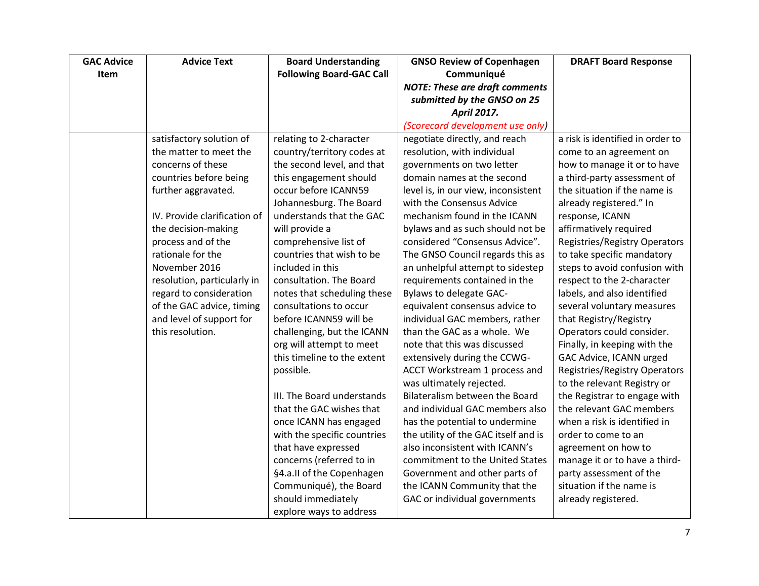| GAC Advice Item | Advice Text | Board Understanding Following Board-GAC Call | GNSO Review of Copenhagen Communiqué *NOTE: These are draft comments submitted by the GNSO on 25 April 2017.* *(Scorecard development use only)* | DRAFT Board Response |
|---|---|---|---|---|
| | satisfactory solution of the matter to meet the concerns of these countries before being further aggravated.<br><br>IV. Provide clarification of the decision-making process and of the rationale for the November 2016 resolution, particularly in regard to consideration of the GAC advice, timing and level of support for this resolution. | relating to 2-character country/territory codes at the second level, and that this engagement should occur before ICANN59 Johannesburg. The Board understands that the GAC will provide a comprehensive list of countries that wish to be included in this consultation. The Board notes that scheduling these consultations to occur before ICANN59 will be challenging, but the ICANN org will attempt to meet this timeline to the extent possible.<br><br>III. The Board understands that the GAC wishes that once ICANN has engaged with the specific countries that have expressed concerns (referred to in §4.a.II of the Copenhagen Communiqué), the Board should immediately explore ways to address | negotiate directly, and reach resolution, with individual governments on two letter domain names at the second level is, in our view, inconsistent with the Consensus Advice mechanism found in the ICANN bylaws and as such should not be considered "Consensus Advice". The GNSO Council regards this as an unhelpful attempt to sidestep requirements contained in the Bylaws to delegate GAC-equivalent consensus advice to individual GAC members, rather than the GAC as a whole. We note that this was discussed extensively during the CCWG-ACCT Workstream 1 process and was ultimately rejected. Bilateralism between the Board and individual GAC members also has the potential to undermine the utility of the GAC itself and is also inconsistent with ICANN's commitment to the United States Government and other parts of the ICANN Community that the GAC or individual governments | a risk is identified in order to come to an agreement on how to manage it or to have a third-party assessment of the situation if the name is already registered." In response, ICANN affirmatively required Registries/Registry Operators to take specific mandatory steps to avoid confusion with respect to the 2-character labels, and also identified several voluntary measures that Registry/Registry Operators could consider. Finally, in keeping with the GAC Advice, ICANN urged Registries/Registry Operators to the relevant Registry or the Registrar to engage with the relevant GAC members when a risk is identified in order to come to an agreement on how to manage it or to have a third-party assessment of the situation if the name is already registered. |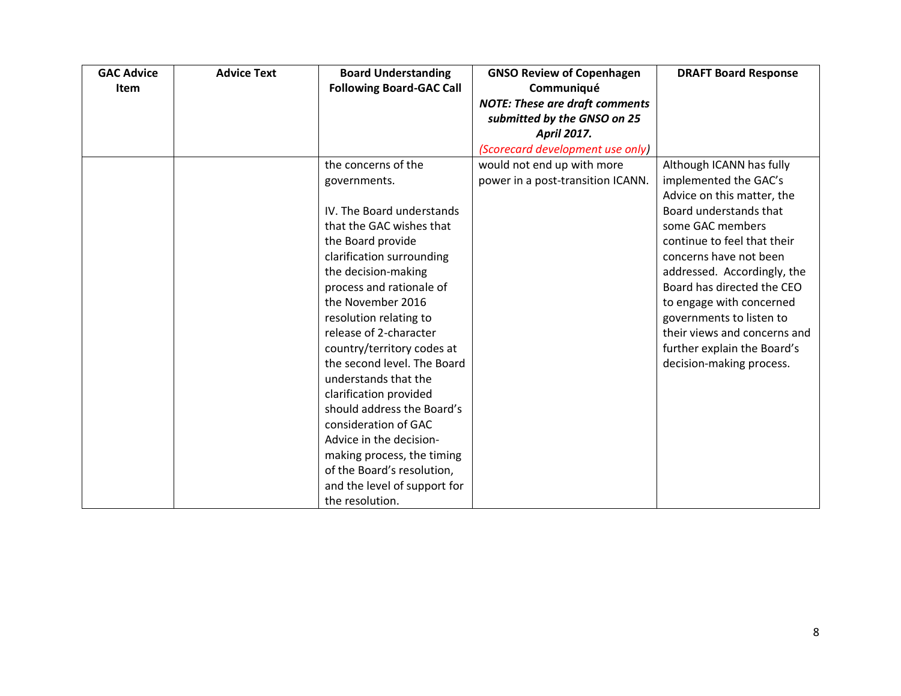| GAC Advice Item | Advice Text | Board Understanding Following Board-GAC Call | GNSO Review of Copenhagen Communiqué ***NOTE: These are draft comments submitted by the GNSO on 25 April 2017.*** *(Scorecard development use only)* | DRAFT Board Response |
|---|---|---|---|---|
| | | the concerns of the governments.<br><br>IV. The Board understands that the GAC wishes that the Board provide clarification surrounding the decision-making process and rationale of the November 2016 resolution relating to release of 2-character country/territory codes at the second level. The Board understands that the clarification provided should address the Board's consideration of GAC Advice in the decision-making process, the timing of the Board's resolution, and the level of support for the resolution. | would not end up with more power in a post-transition ICANN. | Although ICANN has fully implemented the GAC's Advice on this matter, the Board understands that some GAC members continue to feel that their concerns have not been addressed. Accordingly, the Board has directed the CEO to engage with concerned governments to listen to their views and concerns and further explain the Board's decision-making process. |